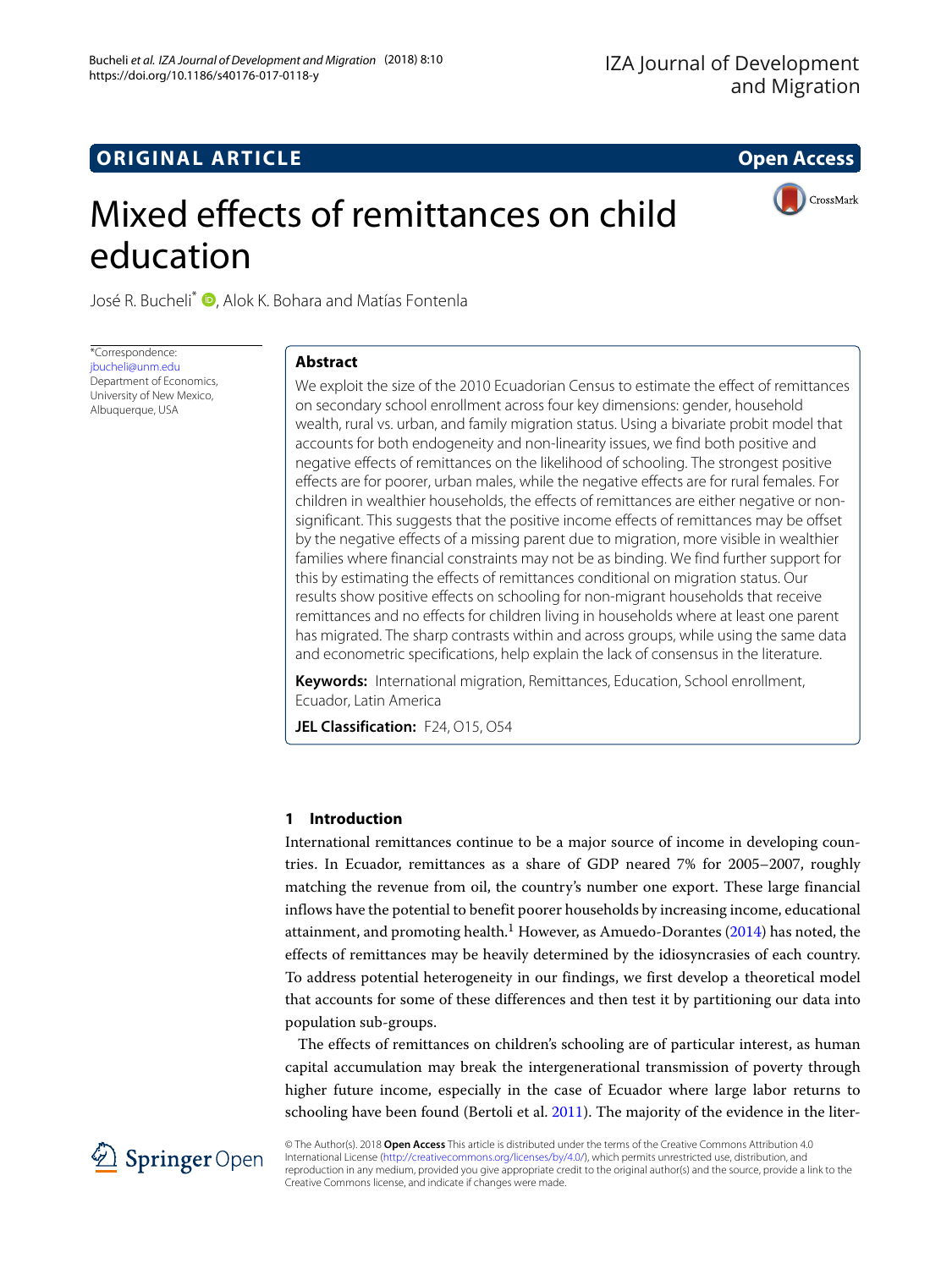**ORIGINAL ARTICLE** **Open Access**

# Mixed effects of remittances on child education

José R. Bucheli*, Alok K. Bohara and Matías Fontenla

*Correspondence: jbucheli@unm.edu
Department of Economics, University of New Mexico, Albuquerque, USA

## Abstract

We exploit the size of the 2010 Ecuadorian Census to estimate the effect of remittances on secondary school enrollment across four key dimensions: gender, household wealth, rural vs. urban, and family migration status. Using a bivariate probit model that accounts for both endogeneity and non-linearity issues, we find both positive and negative effects of remittances on the likelihood of schooling. The strongest positive effects are for poorer, urban males, while the negative effects are for rural females. For children in wealthier households, the effects of remittances are either negative or non-significant. This suggests that the positive income effects of remittances may be offset by the negative effects of a missing parent due to migration, more visible in wealthier families where financial constraints may not be as binding. We find further support for this by estimating the effects of remittances conditional on migration status. Our results show positive effects on schooling for non-migrant households that receive remittances and no effects for children living in households where at least one parent has migrated. The sharp contrasts within and across groups, while using the same data and econometric specifications, help explain the lack of consensus in the literature.

**Keywords:** International migration, Remittances, Education, School enrollment, Ecuador, Latin America

**JEL Classification:** F24, O15, O54

## 1 Introduction

International remittances continue to be a major source of income in developing countries. In Ecuador, remittances as a share of GDP neared 7% for 2005–2007, roughly matching the revenue from oil, the country's number one export. These large financial inflows have the potential to benefit poorer households by increasing income, educational attainment, and promoting health.[1] However, as Amuedo-Dorantes (2014) has noted, the effects of remittances may be heavily determined by the idiosyncrasies of each country. To address potential heterogeneity in our findings, we first develop a theoretical model that accounts for some of these differences and then test it by partitioning our data into population sub-groups.

The effects of remittances on children's schooling are of particular interest, as human capital accumulation may break the intergenerational transmission of poverty through higher future income, especially in the case of Ecuador where large labor returns to schooling have been found (Bertoli et al. 2011). The majority of the evidence in the liter-

© The Author(s). 2018 **Open Access** This article is distributed under the terms of the Creative Commons Attribution 4.0 International License (http://creativecommons.org/licenses/by/4.0/), which permits unrestricted use, distribution, and reproduction in any medium, provided you give appropriate credit to the original author(s) and the source, provide a link to the Creative Commons license, and indicate if changes were made.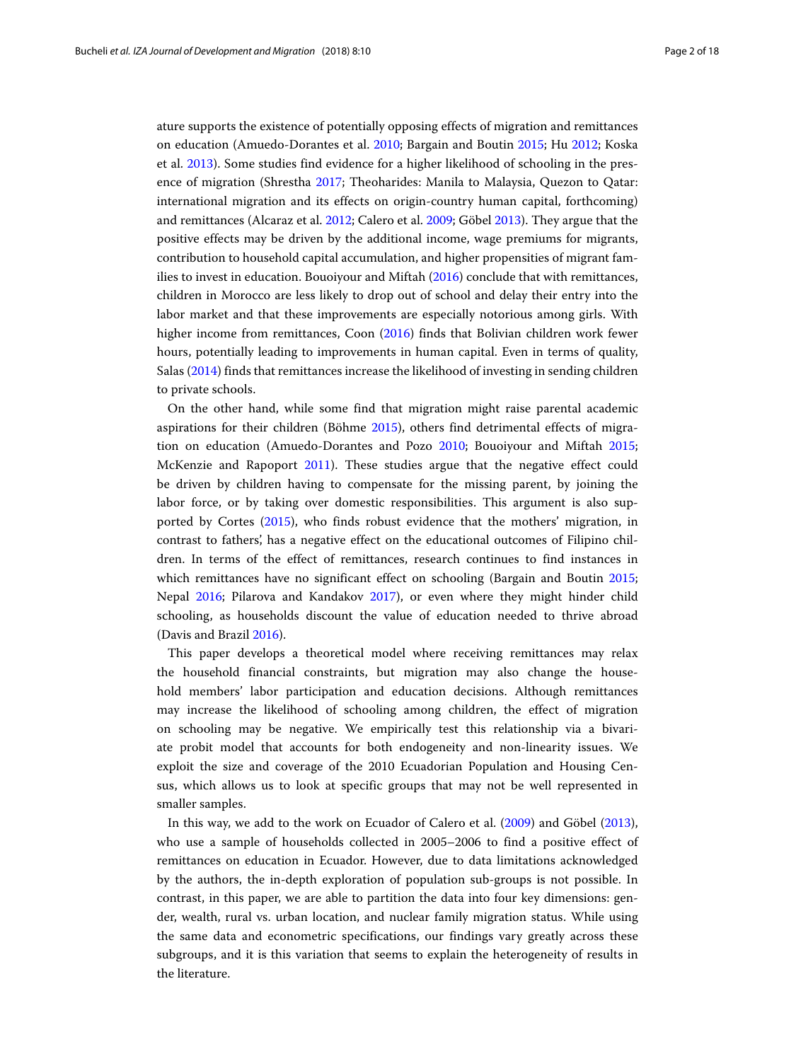ature supports the existence of potentially opposing effects of migration and remittances on education (Amuedo-Dorantes et al. 2010; Bargain and Boutin 2015; Hu 2012; Koska et al. 2013). Some studies find evidence for a higher likelihood of schooling in the presence of migration (Shrestha 2017; Theoharides: Manila to Malaysia, Quezon to Qatar: international migration and its effects on origin-country human capital, forthcoming) and remittances (Alcaraz et al. 2012; Calero et al. 2009; Göbel 2013). They argue that the positive effects may be driven by the additional income, wage premiums for migrants, contribution to household capital accumulation, and higher propensities of migrant families to invest in education. Bouoiyour and Miftah (2016) conclude that with remittances, children in Morocco are less likely to drop out of school and delay their entry into the labor market and that these improvements are especially notorious among girls. With higher income from remittances, Coon (2016) finds that Bolivian children work fewer hours, potentially leading to improvements in human capital. Even in terms of quality, Salas (2014) finds that remittances increase the likelihood of investing in sending children to private schools.

On the other hand, while some find that migration might raise parental academic aspirations for their children (Böhme 2015), others find detrimental effects of migration on education (Amuedo-Dorantes and Pozo 2010; Bouoiyour and Miftah 2015; McKenzie and Rapoport 2011). These studies argue that the negative effect could be driven by children having to compensate for the missing parent, by joining the labor force, or by taking over domestic responsibilities. This argument is also supported by Cortes (2015), who finds robust evidence that the mothers' migration, in contrast to fathers', has a negative effect on the educational outcomes of Filipino children. In terms of the effect of remittances, research continues to find instances in which remittances have no significant effect on schooling (Bargain and Boutin 2015; Nepal 2016; Pilarova and Kandakov 2017), or even where they might hinder child schooling, as households discount the value of education needed to thrive abroad (Davis and Brazil 2016).

This paper develops a theoretical model where receiving remittances may relax the household financial constraints, but migration may also change the household members' labor participation and education decisions. Although remittances may increase the likelihood of schooling among children, the effect of migration on schooling may be negative. We empirically test this relationship via a bivariate probit model that accounts for both endogeneity and non-linearity issues. We exploit the size and coverage of the 2010 Ecuadorian Population and Housing Census, which allows us to look at specific groups that may not be well represented in smaller samples.

In this way, we add to the work on Ecuador of Calero et al. (2009) and Göbel (2013), who use a sample of households collected in 2005–2006 to find a positive effect of remittances on education in Ecuador. However, due to data limitations acknowledged by the authors, the in-depth exploration of population sub-groups is not possible. In contrast, in this paper, we are able to partition the data into four key dimensions: gender, wealth, rural vs. urban location, and nuclear family migration status. While using the same data and econometric specifications, our findings vary greatly across these subgroups, and it is this variation that seems to explain the heterogeneity of results in the literature.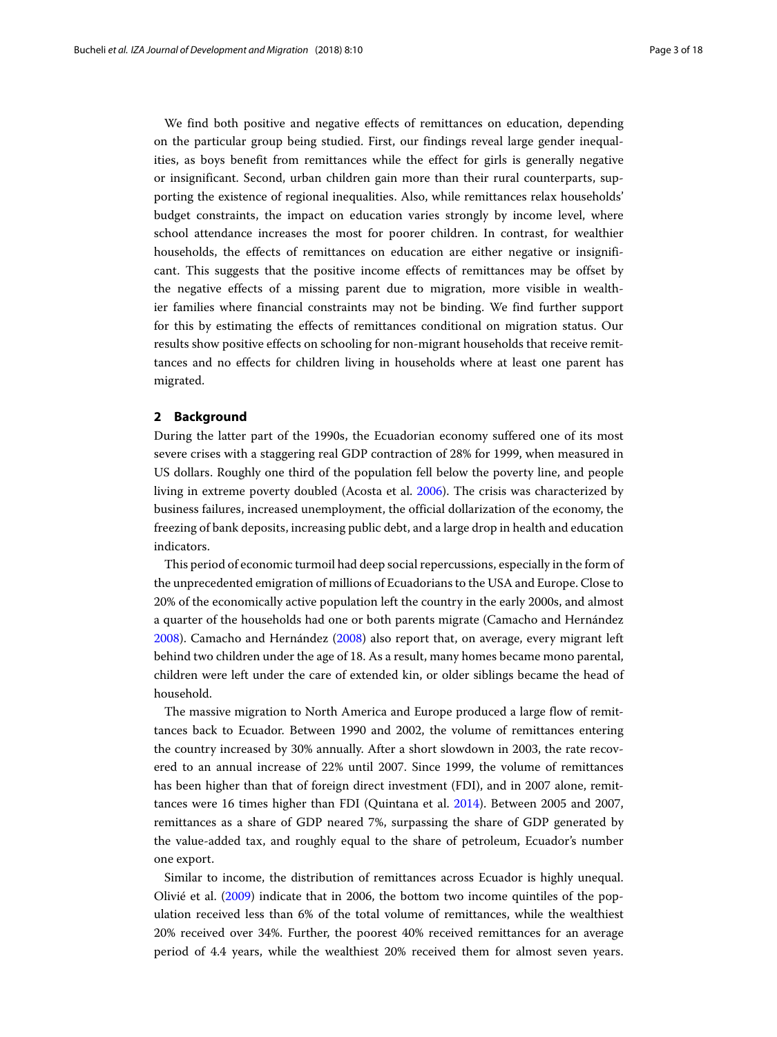We find both positive and negative effects of remittances on education, depending on the particular group being studied. First, our findings reveal large gender inequalities, as boys benefit from remittances while the effect for girls is generally negative or insignificant. Second, urban children gain more than their rural counterparts, supporting the existence of regional inequalities. Also, while remittances relax households' budget constraints, the impact on education varies strongly by income level, where school attendance increases the most for poorer children. In contrast, for wealthier households, the effects of remittances on education are either negative or insignificant. This suggests that the positive income effects of remittances may be offset by the negative effects of a missing parent due to migration, more visible in wealthier families where financial constraints may not be binding. We find further support for this by estimating the effects of remittances conditional on migration status. Our results show positive effects on schooling for non-migrant households that receive remittances and no effects for children living in households where at least one parent has migrated.

## 2 Background

During the latter part of the 1990s, the Ecuadorian economy suffered one of its most severe crises with a staggering real GDP contraction of 28% for 1999, when measured in US dollars. Roughly one third of the population fell below the poverty line, and people living in extreme poverty doubled (Acosta et al. 2006). The crisis was characterized by business failures, increased unemployment, the official dollarization of the economy, the freezing of bank deposits, increasing public debt, and a large drop in health and education indicators.

This period of economic turmoil had deep social repercussions, especially in the form of the unprecedented emigration of millions of Ecuadorians to the USA and Europe. Close to 20% of the economically active population left the country in the early 2000s, and almost a quarter of the households had one or both parents migrate (Camacho and Hernández 2008). Camacho and Hernández (2008) also report that, on average, every migrant left behind two children under the age of 18. As a result, many homes became mono parental, children were left under the care of extended kin, or older siblings became the head of household.

The massive migration to North America and Europe produced a large flow of remittances back to Ecuador. Between 1990 and 2002, the volume of remittances entering the country increased by 30% annually. After a short slowdown in 2003, the rate recovered to an annual increase of 22% until 2007. Since 1999, the volume of remittances has been higher than that of foreign direct investment (FDI), and in 2007 alone, remittances were 16 times higher than FDI (Quintana et al. 2014). Between 2005 and 2007, remittances as a share of GDP neared 7%, surpassing the share of GDP generated by the value-added tax, and roughly equal to the share of petroleum, Ecuador's number one export.

Similar to income, the distribution of remittances across Ecuador is highly unequal. Olivié et al. (2009) indicate that in 2006, the bottom two income quintiles of the population received less than 6% of the total volume of remittances, while the wealthiest 20% received over 34%. Further, the poorest 40% received remittances for an average period of 4.4 years, while the wealthiest 20% received them for almost seven years.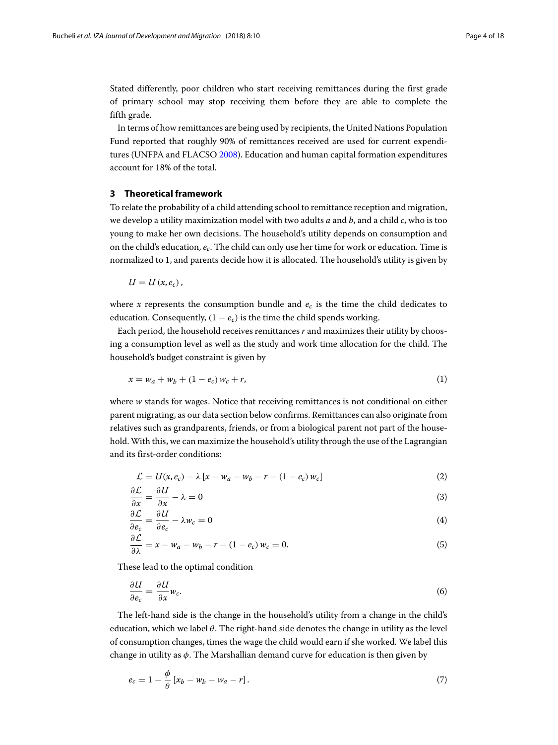Stated differently, poor children who start receiving remittances during the first grade of primary school may stop receiving them before they are able to complete the fifth grade.

In terms of how remittances are being used by recipients, the United Nations Population Fund reported that roughly 90% of remittances received are used for current expenditures (UNFPA and FLACSO 2008). Education and human capital formation expenditures account for 18% of the total.

## 3 Theoretical framework

To relate the probability of a child attending school to remittance reception and migration, we develop a utility maximization model with two adults $a$ and $b$, and a child $c$, who is too young to make her own decisions. The household's utility depends on consumption and on the child's education, $e_c$. The child can only use her time for work or education. Time is normalized to 1, and parents decide how it is allocated. The household's utility is given by

$$U = U(x, e_c),$$

where $x$ represents the consumption bundle and $e_c$ is the time the child dedicates to education. Consequently, $(1 - e_c)$ is the time the child spends working.

Each period, the household receives remittances $r$ and maximizes their utility by choosing a consumption level as well as the study and work time allocation for the child. The household's budget constraint is given by

$$x = w_a + w_b + (1 - e_c)\, w_c + r, \tag{1}$$

where $w$ stands for wages. Notice that receiving remittances is not conditional on either parent migrating, as our data section below confirms. Remittances can also originate from relatives such as grandparents, friends, or from a biological parent not part of the household. With this, we can maximize the household's utility through the use of the Lagrangian and its first-order conditions:

$$\mathcal{L} = U(x, e_c) - \lambda\left[x - w_a - w_b - r - (1 - e_c)\, w_c\right] \tag{2}$$

$$\frac{\partial \mathcal{L}}{\partial x} = \frac{\partial U}{\partial x} - \lambda = 0 \tag{3}$$

$$\frac{\partial \mathcal{L}}{\partial e_c} = \frac{\partial U}{\partial e_c} - \lambda w_c = 0 \tag{4}$$

$$\frac{\partial \mathcal{L}}{\partial \lambda} = x - w_a - w_b - r - (1 - e_c)\, w_c = 0. \tag{5}$$

These lead to the optimal condition

$$\frac{\partial U}{\partial e_c} = \frac{\partial U}{\partial x} w_c. \tag{6}$$

The left-hand side is the change in the household's utility from a change in the child's education, which we label $\theta$. The right-hand side denotes the change in utility as the level of consumption changes, times the wage the child would earn if she worked. We label this change in utility as $\phi$. The Marshallian demand curve for education is then given by

$$e_c = 1 - \frac{\phi}{\theta}\left[x_b - w_b - w_a - r\right]. \tag{7}$$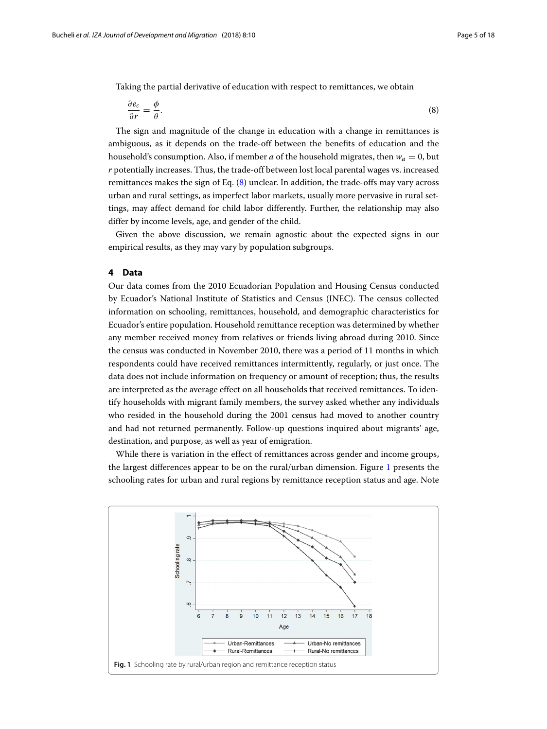Taking the partial derivative of education with respect to remittances, we obtain

$$\frac{\partial e_c}{\partial r} = \frac{\phi}{\theta}. \tag{8}$$

The sign and magnitude of the change in education with a change in remittances is ambiguous, as it depends on the trade-off between the benefits of education and the household's consumption. Also, if member $a$ of the household migrates, then $w_a = 0$, but $r$ potentially increases. Thus, the trade-off between lost local parental wages vs. increased remittances makes the sign of Eq. (8) unclear. In addition, the trade-offs may vary across urban and rural settings, as imperfect labor markets, usually more pervasive in rural settings, may affect demand for child labor differently. Further, the relationship may also differ by income levels, age, and gender of the child.

Given the above discussion, we remain agnostic about the expected signs in our empirical results, as they may vary by population subgroups.

## 4 Data

Our data comes from the 2010 Ecuadorian Population and Housing Census conducted by Ecuador's National Institute of Statistics and Census (INEC). The census collected information on schooling, remittances, household, and demographic characteristics for Ecuador's entire population. Household remittance reception was determined by whether any member received money from relatives or friends living abroad during 2010. Since the census was conducted in November 2010, there was a period of 11 months in which respondents could have received remittances intermittently, regularly, or just once. The data does not include information on frequency or amount of reception; thus, the results are interpreted as the average effect on all households that received remittances. To identify households with migrant family members, the survey asked whether any individuals who resided in the household during the 2001 census had moved to another country and had not returned permanently. Follow-up questions inquired about migrants' age, destination, and purpose, as well as year of emigration.

While there is variation in the effect of remittances across gender and income groups, the largest differences appear to be on the rural/urban dimension. Figure 1 presents the schooling rates for urban and rural regions by remittance reception status and age. Note

**Fig. 1** Schooling rate by rural/urban region and remittance reception status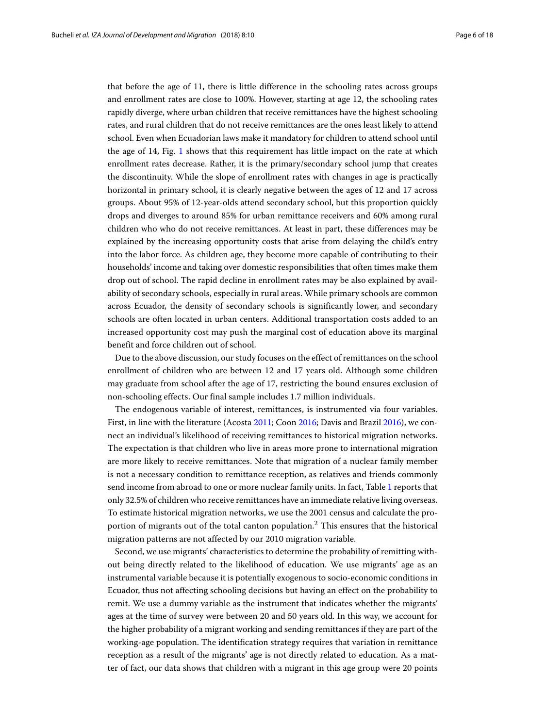that before the age of 11, there is little difference in the schooling rates across groups and enrollment rates are close to 100%. However, starting at age 12, the schooling rates rapidly diverge, where urban children that receive remittances have the highest schooling rates, and rural children that do not receive remittances are the ones least likely to attend school. Even when Ecuadorian laws make it mandatory for children to attend school until the age of 14, Fig. 1 shows that this requirement has little impact on the rate at which enrollment rates decrease. Rather, it is the primary/secondary school jump that creates the discontinuity. While the slope of enrollment rates with changes in age is practically horizontal in primary school, it is clearly negative between the ages of 12 and 17 across groups. About 95% of 12-year-olds attend secondary school, but this proportion quickly drops and diverges to around 85% for urban remittance receivers and 60% among rural children who who do not receive remittances. At least in part, these differences may be explained by the increasing opportunity costs that arise from delaying the child's entry into the labor force. As children age, they become more capable of contributing to their households' income and taking over domestic responsibilities that often times make them drop out of school. The rapid decline in enrollment rates may be also explained by availability of secondary schools, especially in rural areas. While primary schools are common across Ecuador, the density of secondary schools is significantly lower, and secondary schools are often located in urban centers. Additional transportation costs added to an increased opportunity cost may push the marginal cost of education above its marginal benefit and force children out of school.

Due to the above discussion, our study focuses on the effect of remittances on the school enrollment of children who are between 12 and 17 years old. Although some children may graduate from school after the age of 17, restricting the bound ensures exclusion of non-schooling effects. Our final sample includes 1.7 million individuals.

The endogenous variable of interest, remittances, is instrumented via four variables. First, in line with the literature (Acosta 2011; Coon 2016; Davis and Brazil 2016), we connect an individual's likelihood of receiving remittances to historical migration networks. The expectation is that children who live in areas more prone to international migration are more likely to receive remittances. Note that migration of a nuclear family member is not a necessary condition to remittance reception, as relatives and friends commonly send income from abroad to one or more nuclear family units. In fact, Table 1 reports that only 32.5% of children who receive remittances have an immediate relative living overseas. To estimate historical migration networks, we use the 2001 census and calculate the proportion of migrants out of the total canton population.[2] This ensures that the historical migration patterns are not affected by our 2010 migration variable.

Second, we use migrants' characteristics to determine the probability of remitting without being directly related to the likelihood of education. We use migrants' age as an instrumental variable because it is potentially exogenous to socio-economic conditions in Ecuador, thus not affecting schooling decisions but having an effect on the probability to remit. We use a dummy variable as the instrument that indicates whether the migrants' ages at the time of survey were between 20 and 50 years old. In this way, we account for the higher probability of a migrant working and sending remittances if they are part of the working-age population. The identification strategy requires that variation in remittance reception as a result of the migrants' age is not directly related to education. As a matter of fact, our data shows that children with a migrant in this age group were 20 points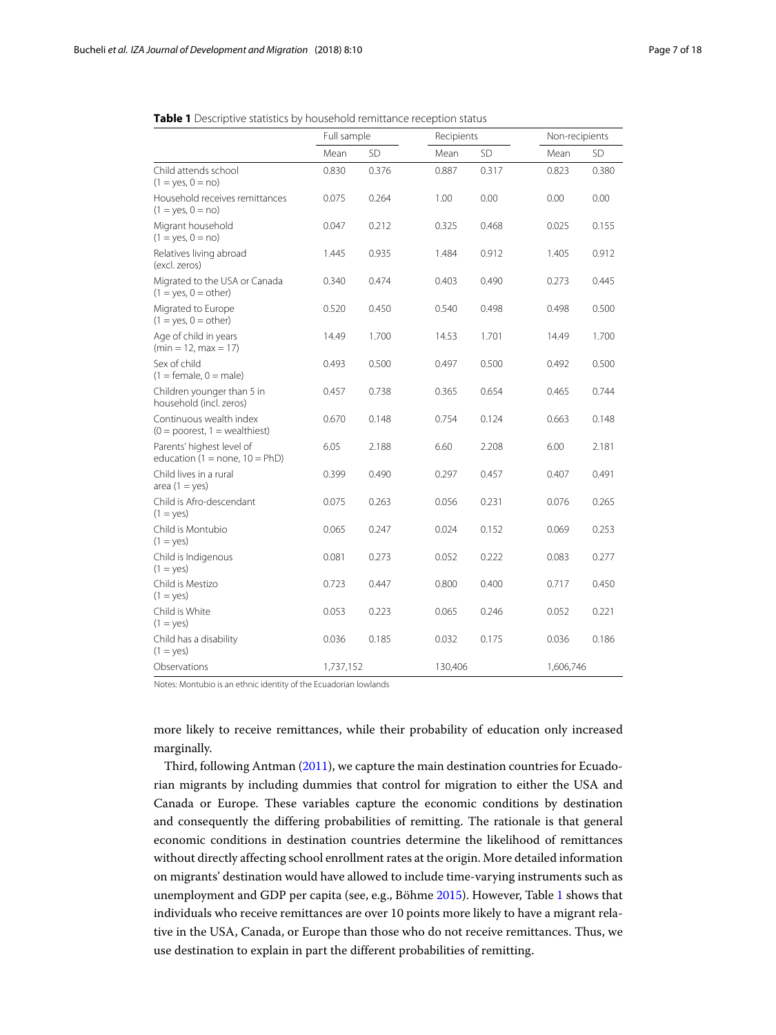**Table 1** Descriptive statistics by household remittance reception status

| | Full sample | | Recipients | | Non-recipients | |
|---|---|---|---|---|---|---|
| | Mean | SD | Mean | SD | Mean | SD |
| Child attends school (1 = yes, 0 = no) | 0.830 | 0.376 | 0.887 | 0.317 | 0.823 | 0.380 |
| Household receives remittances (1 = yes, 0 = no) | 0.075 | 0.264 | 1.00 | 0.00 | 0.00 | 0.00 |
| Migrant household (1 = yes, 0 = no) | 0.047 | 0.212 | 0.325 | 0.468 | 0.025 | 0.155 |
| Relatives living abroad (excl. zeros) | 1.445 | 0.935 | 1.484 | 0.912 | 1.405 | 0.912 |
| Migrated to the USA or Canada (1 = yes, 0 = other) | 0.340 | 0.474 | 0.403 | 0.490 | 0.273 | 0.445 |
| Migrated to Europe (1 = yes, 0 = other) | 0.520 | 0.450 | 0.540 | 0.498 | 0.498 | 0.500 |
| Age of child in years (min = 12, max = 17) | 14.49 | 1.700 | 14.53 | 1.701 | 14.49 | 1.700 |
| Sex of child (1 = female, 0 = male) | 0.493 | 0.500 | 0.497 | 0.500 | 0.492 | 0.500 |
| Children younger than 5 in household (incl. zeros) | 0.457 | 0.738 | 0.365 | 0.654 | 0.465 | 0.744 |
| Continuous wealth index (0 = poorest, 1 = wealthiest) | 0.670 | 0.148 | 0.754 | 0.124 | 0.663 | 0.148 |
| Parents' highest level of education (1 = none, 10 = PhD) | 6.05 | 2.188 | 6.60 | 2.208 | 6.00 | 2.181 |
| Child lives in a rural area (1 = yes) | 0.399 | 0.490 | 0.297 | 0.457 | 0.407 | 0.491 |
| Child is Afro-descendant (1 = yes) | 0.075 | 0.263 | 0.056 | 0.231 | 0.076 | 0.265 |
| Child is Montubio (1 = yes) | 0.065 | 0.247 | 0.024 | 0.152 | 0.069 | 0.253 |
| Child is Indigenous (1 = yes) | 0.081 | 0.273 | 0.052 | 0.222 | 0.083 | 0.277 |
| Child is Mestizo (1 = yes) | 0.723 | 0.447 | 0.800 | 0.400 | 0.717 | 0.450 |
| Child is White (1 = yes) | 0.053 | 0.223 | 0.065 | 0.246 | 0.052 | 0.221 |
| Child has a disability (1 = yes) | 0.036 | 0.185 | 0.032 | 0.175 | 0.036 | 0.186 |
| Observations | 1,737,152 | | 130,406 | | 1,606,746 | |

Notes: Montubio is an ethnic identity of the Ecuadorian lowlands

more likely to receive remittances, while their probability of education only increased marginally.

Third, following Antman (2011), we capture the main destination countries for Ecuadorian migrants by including dummies that control for migration to either the USA and Canada or Europe. These variables capture the economic conditions by destination and consequently the differing probabilities of remitting. The rationale is that general economic conditions in destination countries determine the likelihood of remittances without directly affecting school enrollment rates at the origin. More detailed information on migrants' destination would have allowed to include time-varying instruments such as unemployment and GDP per capita (see, e.g., Böhme 2015). However, Table 1 shows that individuals who receive remittances are over 10 points more likely to have a migrant relative in the USA, Canada, or Europe than those who do not receive remittances. Thus, we use destination to explain in part the different probabilities of remitting.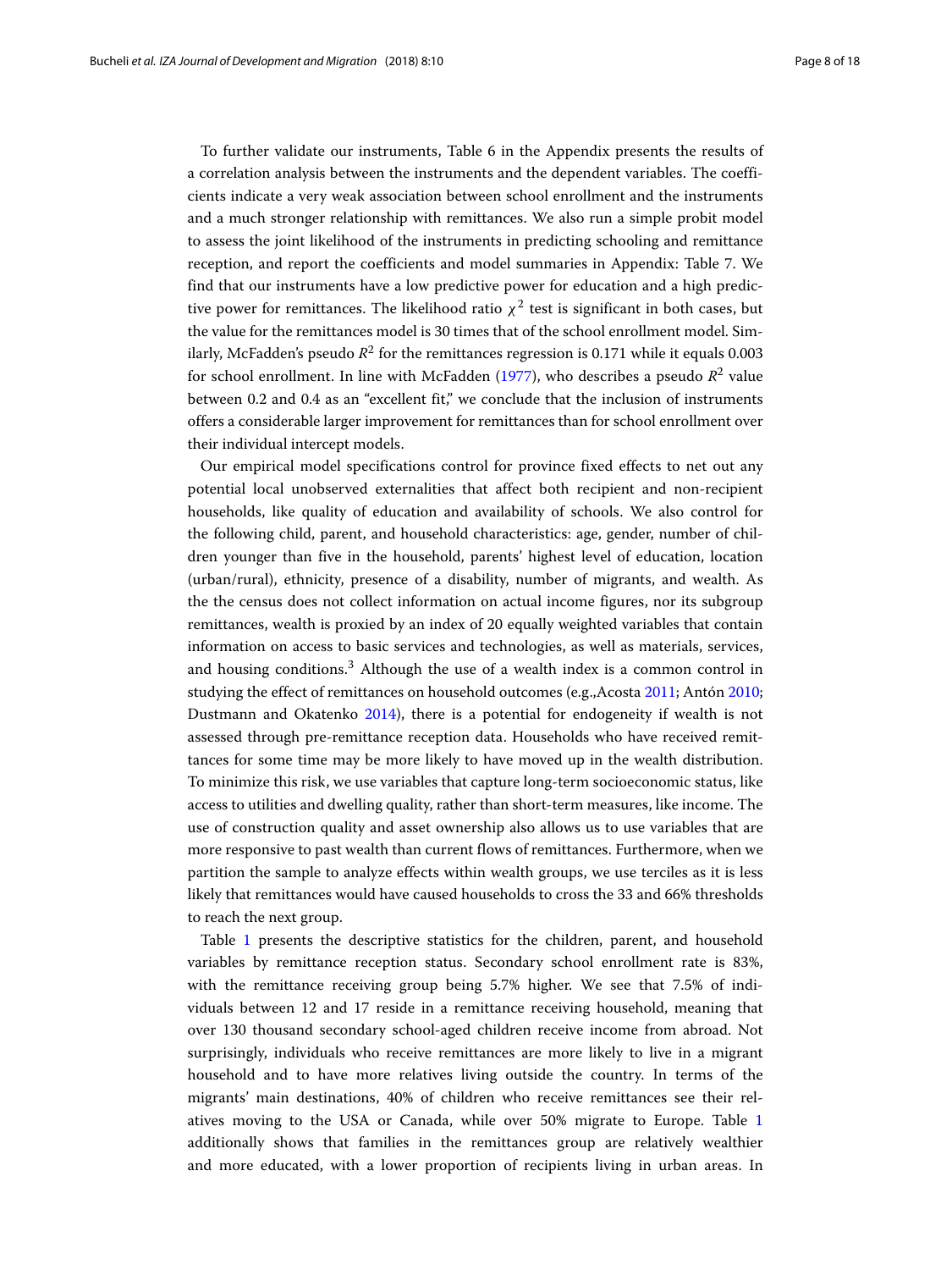To further validate our instruments, Table 6 in the Appendix presents the results of a correlation analysis between the instruments and the dependent variables. The coefficients indicate a very weak association between school enrollment and the instruments and a much stronger relationship with remittances. We also run a simple probit model to assess the joint likelihood of the instruments in predicting schooling and remittance reception, and report the coefficients and model summaries in Appendix: Table 7. We find that our instruments have a low predictive power for education and a high predictive power for remittances. The likelihood ratio $\chi^2$ test is significant in both cases, but the value for the remittances model is 30 times that of the school enrollment model. Similarly, McFadden's pseudo $R^2$ for the remittances regression is 0.171 while it equals 0.003 for school enrollment. In line with McFadden (1977), who describes a pseudo $R^2$ value between 0.2 and 0.4 as an "excellent fit," we conclude that the inclusion of instruments offers a considerable larger improvement for remittances than for school enrollment over their individual intercept models.

Our empirical model specifications control for province fixed effects to net out any potential local unobserved externalities that affect both recipient and non-recipient households, like quality of education and availability of schools. We also control for the following child, parent, and household characteristics: age, gender, number of children younger than five in the household, parents' highest level of education, location (urban/rural), ethnicity, presence of a disability, number of migrants, and wealth. As the the census does not collect information on actual income figures, nor its subgroup remittances, wealth is proxied by an index of 20 equally weighted variables that contain information on access to basic services and technologies, as well as materials, services, and housing conditions.[3] Although the use of a wealth index is a common control in studying the effect of remittances on household outcomes (e.g.,Acosta 2011; Antón 2010; Dustmann and Okatenko 2014), there is a potential for endogeneity if wealth is not assessed through pre-remittance reception data. Households who have received remittances for some time may be more likely to have moved up in the wealth distribution. To minimize this risk, we use variables that capture long-term socioeconomic status, like access to utilities and dwelling quality, rather than short-term measures, like income. The use of construction quality and asset ownership also allows us to use variables that are more responsive to past wealth than current flows of remittances. Furthermore, when we partition the sample to analyze effects within wealth groups, we use terciles as it is less likely that remittances would have caused households to cross the 33 and 66% thresholds to reach the next group.

Table 1 presents the descriptive statistics for the children, parent, and household variables by remittance reception status. Secondary school enrollment rate is 83%, with the remittance receiving group being 5.7% higher. We see that 7.5% of individuals between 12 and 17 reside in a remittance receiving household, meaning that over 130 thousand secondary school-aged children receive income from abroad. Not surprisingly, individuals who receive remittances are more likely to live in a migrant household and to have more relatives living outside the country. In terms of the migrants' main destinations, 40% of children who receive remittances see their relatives moving to the USA or Canada, while over 50% migrate to Europe. Table 1 additionally shows that families in the remittances group are relatively wealthier and more educated, with a lower proportion of recipients living in urban areas. In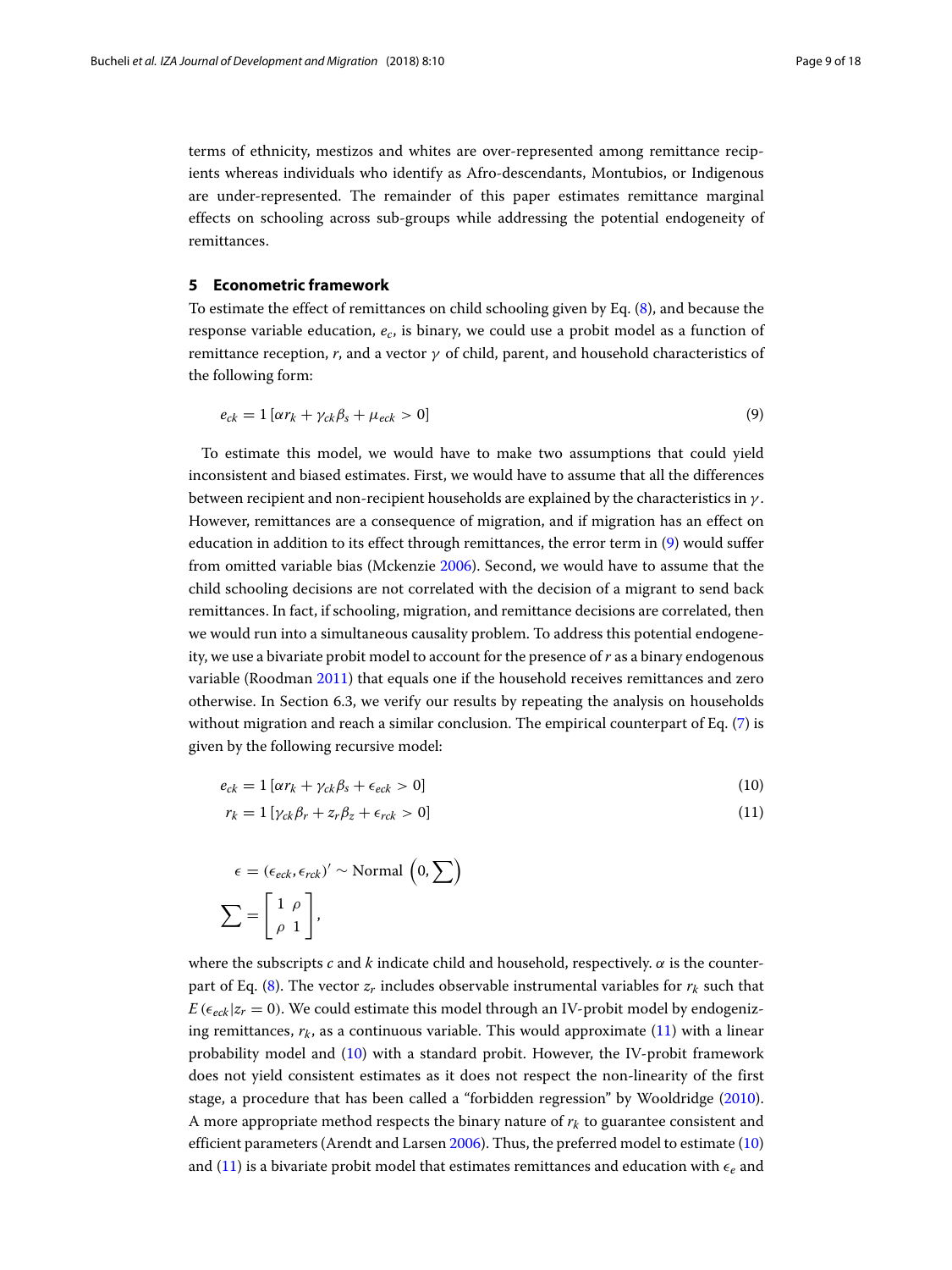terms of ethnicity, mestizos and whites are over-represented among remittance recipients whereas individuals who identify as Afro-descendants, Montubios, or Indigenous are under-represented. The remainder of this paper estimates remittance marginal effects on schooling across sub-groups while addressing the potential endogeneity of remittances.

## 5 Econometric framework

To estimate the effect of remittances on child schooling given by Eq. (8), and because the response variable education, $e_c$, is binary, we could use a probit model as a function of remittance reception, $r$, and a vector $\gamma$ of child, parent, and household characteristics of the following form:

$$e_{ck} = 1\left[\alpha r_k + \gamma_{ck}\beta_s + \mu_{eck} > 0\right] \tag{9}$$

To estimate this model, we would have to make two assumptions that could yield inconsistent and biased estimates. First, we would have to assume that all the differences between recipient and non-recipient households are explained by the characteristics in $\gamma$. However, remittances are a consequence of migration, and if migration has an effect on education in addition to its effect through remittances, the error term in (9) would suffer from omitted variable bias (Mckenzie 2006). Second, we would have to assume that the child schooling decisions are not correlated with the decision of a migrant to send back remittances. In fact, if schooling, migration, and remittance decisions are correlated, then we would run into a simultaneous causality problem. To address this potential endogeneity, we use a bivariate probit model to account for the presence of $r$ as a binary endogenous variable (Roodman 2011) that equals one if the household receives remittances and zero otherwise. In Section 6.3, we verify our results by repeating the analysis on households without migration and reach a similar conclusion. The empirical counterpart of Eq. (7) is given by the following recursive model:

$$e_{ck} = 1\left[\alpha r_k + \gamma_{ck}\beta_s + \epsilon_{eck} > 0\right] \tag{10}$$

$$r_k = 1\left[\gamma_{ck}\beta_r + z_r\beta_z + \epsilon_{rck} > 0\right] \tag{11}$$

$$\epsilon = (\epsilon_{eck}, \epsilon_{rck})' \sim \text{Normal}\left(0, \sum\right)$$

$$\sum = \begin{bmatrix} 1 & \rho \\ \rho & 1 \end{bmatrix},$$

where the subscripts $c$ and $k$ indicate child and household, respectively. $\alpha$ is the counterpart of Eq. (8). The vector $z_r$ includes observable instrumental variables for $r_k$ such that $E\left(\epsilon_{eck} | z_r = 0\right)$. We could estimate this model through an IV-probit model by endogenizing remittances, $r_k$, as a continuous variable. This would approximate (11) with a linear probability model and (10) with a standard probit. However, the IV-probit framework does not yield consistent estimates as it does not respect the non-linearity of the first stage, a procedure that has been called a "forbidden regression" by Wooldridge (2010). A more appropriate method respects the binary nature of $r_k$ to guarantee consistent and efficient parameters (Arendt and Larsen 2006). Thus, the preferred model to estimate (10) and (11) is a bivariate probit model that estimates remittances and education with $\epsilon_e$ and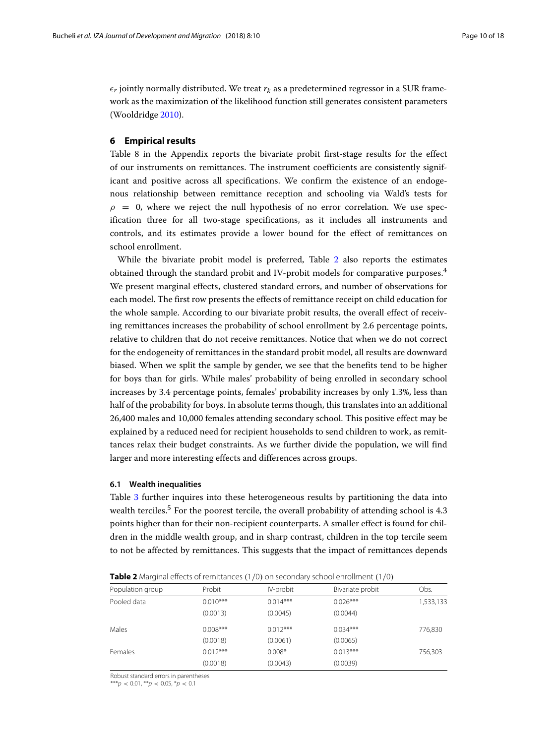$\epsilon_r$ jointly normally distributed. We treat $r_k$ as a predetermined regressor in a SUR framework as the maximization of the likelihood function still generates consistent parameters (Wooldridge 2010).

## 6 Empirical results

Table 8 in the Appendix reports the bivariate probit first-stage results for the effect of our instruments on remittances. The instrument coefficients are consistently significant and positive across all specifications. We confirm the existence of an endogenous relationship between remittance reception and schooling via Wald's tests for $\rho = 0$, where we reject the null hypothesis of no error correlation. We use specification three for all two-stage specifications, as it includes all instruments and controls, and its estimates provide a lower bound for the effect of remittances on school enrollment.

While the bivariate probit model is preferred, Table 2 also reports the estimates obtained through the standard probit and IV-probit models for comparative purposes.[4] We present marginal effects, clustered standard errors, and number of observations for each model. The first row presents the effects of remittance receipt on child education for the whole sample. According to our bivariate probit results, the overall effect of receiving remittances increases the probability of school enrollment by 2.6 percentage points, relative to children that do not receive remittances. Notice that when we do not correct for the endogeneity of remittances in the standard probit model, all results are downward biased. When we split the sample by gender, we see that the benefits tend to be higher for boys than for girls. While males' probability of being enrolled in secondary school increases by 3.4 percentage points, females' probability increases by only 1.3%, less than half of the probability for boys. In absolute terms though, this translates into an additional 26,400 males and 10,000 females attending secondary school. This positive effect may be explained by a reduced need for recipient households to send children to work, as remittances relax their budget constraints. As we further divide the population, we will find larger and more interesting effects and differences across groups.

### 6.1 Wealth inequalities

Table 3 further inquires into these heterogeneous results by partitioning the data into wealth terciles.[5] For the poorest tercile, the overall probability of attending school is 4.3 points higher than for their non-recipient counterparts. A smaller effect is found for children in the middle wealth group, and in sharp contrast, children in the top tercile seem to not be affected by remittances. This suggests that the impact of remittances depends

**Table 2** Marginal effects of remittances (1/0) on secondary school enrollment (1/0)

| Population group | Probit | IV-probit | Bivariate probit | Obs. |
|---|---|---|---|---|
| Pooled data | 0.010*** | 0.014*** | 0.026*** | 1,533,133 |
| | (0.0013) | (0.0045) | (0.0044) | |
| Males | 0.008*** | 0.012*** | 0.034*** | 776,830 |
| | (0.0018) | (0.0061) | (0.0065) | |
| Females | 0.012*** | 0.008* | 0.013*** | 756,303 |
| | (0.0018) | (0.0043) | (0.0039) | |

Robust standard errors in parentheses

***$p < 0.01$, **$p < 0.05$, *$p < 0.1$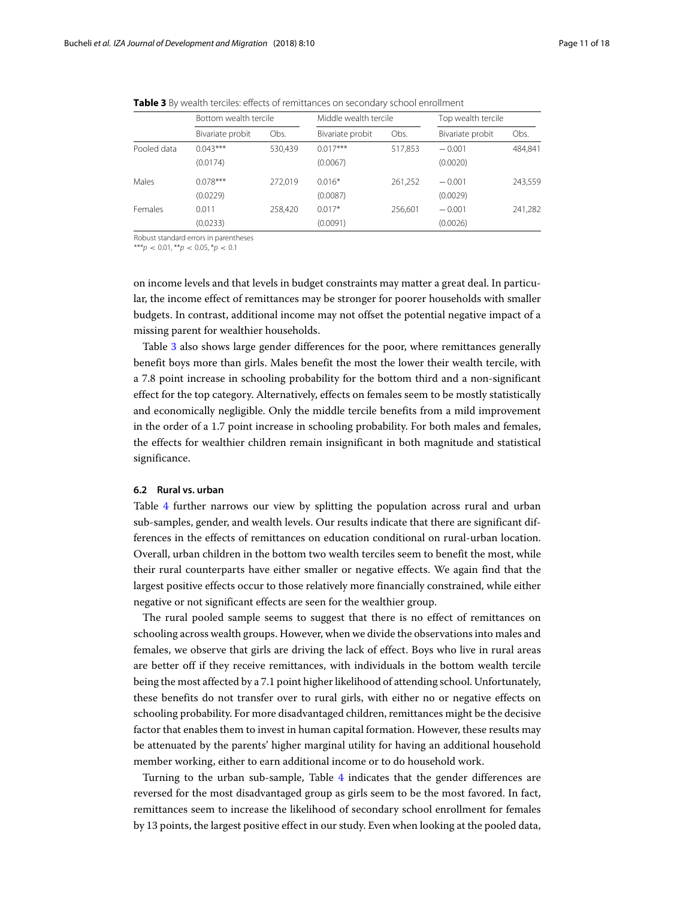**Table 3** By wealth terciles: effects of remittances on secondary school enrollment

| | Bottom wealth tercile | | Middle wealth tercile | | Top wealth tercile | |
|---|---|---|---|---|---|---|
| | Bivariate probit | Obs. | Bivariate probit | Obs. | Bivariate probit | Obs. |
| Pooled data | 0.043*** | 530,439 | 0.017*** | 517,853 | − 0.001 | 484,841 |
| | (0.0174) | | (0.0067) | | (0.0020) | |
| Males | 0.078*** | 272,019 | 0.016* | 261,252 | − 0.001 | 243,559 |
| | (0.0229) | | (0.0087) | | (0.0029) | |
| Females | 0.011 | 258,420 | 0.017* | 256,601 | − 0.001 | 241,282 |
| | (0.0233) | | (0.0091) | | (0.0026) | |

Robust standard errors in parentheses
***$p < 0.01$, **$p < 0.05$, *$p < 0.1$

on income levels and that levels in budget constraints may matter a great deal. In particular, the income effect of remittances may be stronger for poorer households with smaller budgets. In contrast, additional income may not offset the potential negative impact of a missing parent for wealthier households.

Table 3 also shows large gender differences for the poor, where remittances generally benefit boys more than girls. Males benefit the most the lower their wealth tercile, with a 7.8 point increase in schooling probability for the bottom third and a non-significant effect for the top category. Alternatively, effects on females seem to be mostly statistically and economically negligible. Only the middle tercile benefits from a mild improvement in the order of a 1.7 point increase in schooling probability. For both males and females, the effects for wealthier children remain insignificant in both magnitude and statistical significance.

### 6.2 Rural vs. urban

Table 4 further narrows our view by splitting the population across rural and urban sub-samples, gender, and wealth levels. Our results indicate that there are significant differences in the effects of remittances on education conditional on rural-urban location. Overall, urban children in the bottom two wealth terciles seem to benefit the most, while their rural counterparts have either smaller or negative effects. We again find that the largest positive effects occur to those relatively more financially constrained, while either negative or not significant effects are seen for the wealthier group.

The rural pooled sample seems to suggest that there is no effect of remittances on schooling across wealth groups. However, when we divide the observations into males and females, we observe that girls are driving the lack of effect. Boys who live in rural areas are better off if they receive remittances, with individuals in the bottom wealth tercile being the most affected by a 7.1 point higher likelihood of attending school. Unfortunately, these benefits do not transfer over to rural girls, with either no or negative effects on schooling probability. For more disadvantaged children, remittances might be the decisive factor that enables them to invest in human capital formation. However, these results may be attenuated by the parents' higher marginal utility for having an additional household member working, either to earn additional income or to do household work.

Turning to the urban sub-sample, Table 4 indicates that the gender differences are reversed for the most disadvantaged group as girls seem to be the most favored. In fact, remittances seem to increase the likelihood of secondary school enrollment for females by 13 points, the largest positive effect in our study. Even when looking at the pooled data,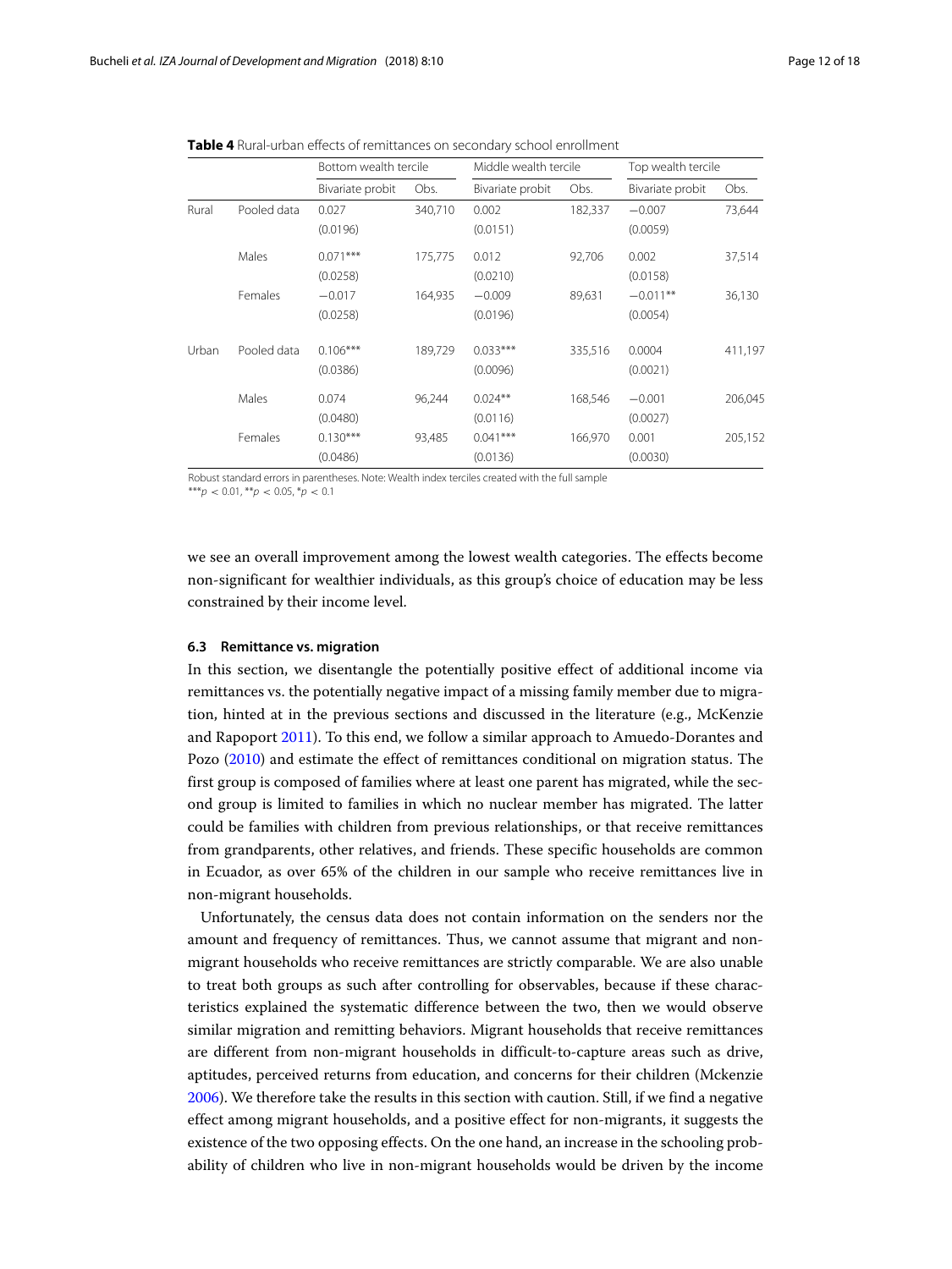**Table 4** Rural-urban effects of remittances on secondary school enrollment

| | | Bottom wealth tercile | | Middle wealth tercile | | Top wealth tercile | |
|---|---|---|---|---|---|---|---|
| | | Bivariate probit | Obs. | Bivariate probit | Obs. | Bivariate probit | Obs. |
| Rural | Pooled data | 0.027 | 340,710 | 0.002 | 182,337 | −0.007 | 73,644 |
| | | (0.0196) | | (0.0151) | | (0.0059) | |
| | Males | 0.071*** | 175,775 | 0.012 | 92,706 | 0.002 | 37,514 |
| | | (0.0258) | | (0.0210) | | (0.0158) | |
| | Females | −0.017 | 164,935 | −0.009 | 89,631 | −0.011** | 36,130 |
| | | (0.0258) | | (0.0196) | | (0.0054) | |
| Urban | Pooled data | 0.106*** | 189,729 | 0.033*** | 335,516 | 0.0004 | 411,197 |
| | | (0.0386) | | (0.0096) | | (0.0021) | |
| | Males | 0.074 | 96,244 | 0.024** | 168,546 | −0.001 | 206,045 |
| | | (0.0480) | | (0.0116) | | (0.0027) | |
| | Females | 0.130*** | 93,485 | 0.041*** | 166,970 | 0.001 | 205,152 |
| | | (0.0486) | | (0.0136) | | (0.0030) | |

Robust standard errors in parentheses. Note: Wealth index terciles created with the full sample
***$p < 0.01$, **$p < 0.05$, *$p < 0.1$

we see an overall improvement among the lowest wealth categories. The effects become non-significant for wealthier individuals, as this group's choice of education may be less constrained by their income level.

### 6.3 Remittance vs. migration

In this section, we disentangle the potentially positive effect of additional income via remittances vs. the potentially negative impact of a missing family member due to migration, hinted at in the previous sections and discussed in the literature (e.g., McKenzie and Rapoport 2011). To this end, we follow a similar approach to Amuedo-Dorantes and Pozo (2010) and estimate the effect of remittances conditional on migration status. The first group is composed of families where at least one parent has migrated, while the second group is limited to families in which no nuclear member has migrated. The latter could be families with children from previous relationships, or that receive remittances from grandparents, other relatives, and friends. These specific households are common in Ecuador, as over 65% of the children in our sample who receive remittances live in non-migrant households.

Unfortunately, the census data does not contain information on the senders nor the amount and frequency of remittances. Thus, we cannot assume that migrant and non-migrant households who receive remittances are strictly comparable. We are also unable to treat both groups as such after controlling for observables, because if these characteristics explained the systematic difference between the two, then we would observe similar migration and remitting behaviors. Migrant households that receive remittances are different from non-migrant households in difficult-to-capture areas such as drive, aptitudes, perceived returns from education, and concerns for their children (Mckenzie 2006). We therefore take the results in this section with caution. Still, if we find a negative effect among migrant households, and a positive effect for non-migrants, it suggests the existence of the two opposing effects. On the one hand, an increase in the schooling probability of children who live in non-migrant households would be driven by the income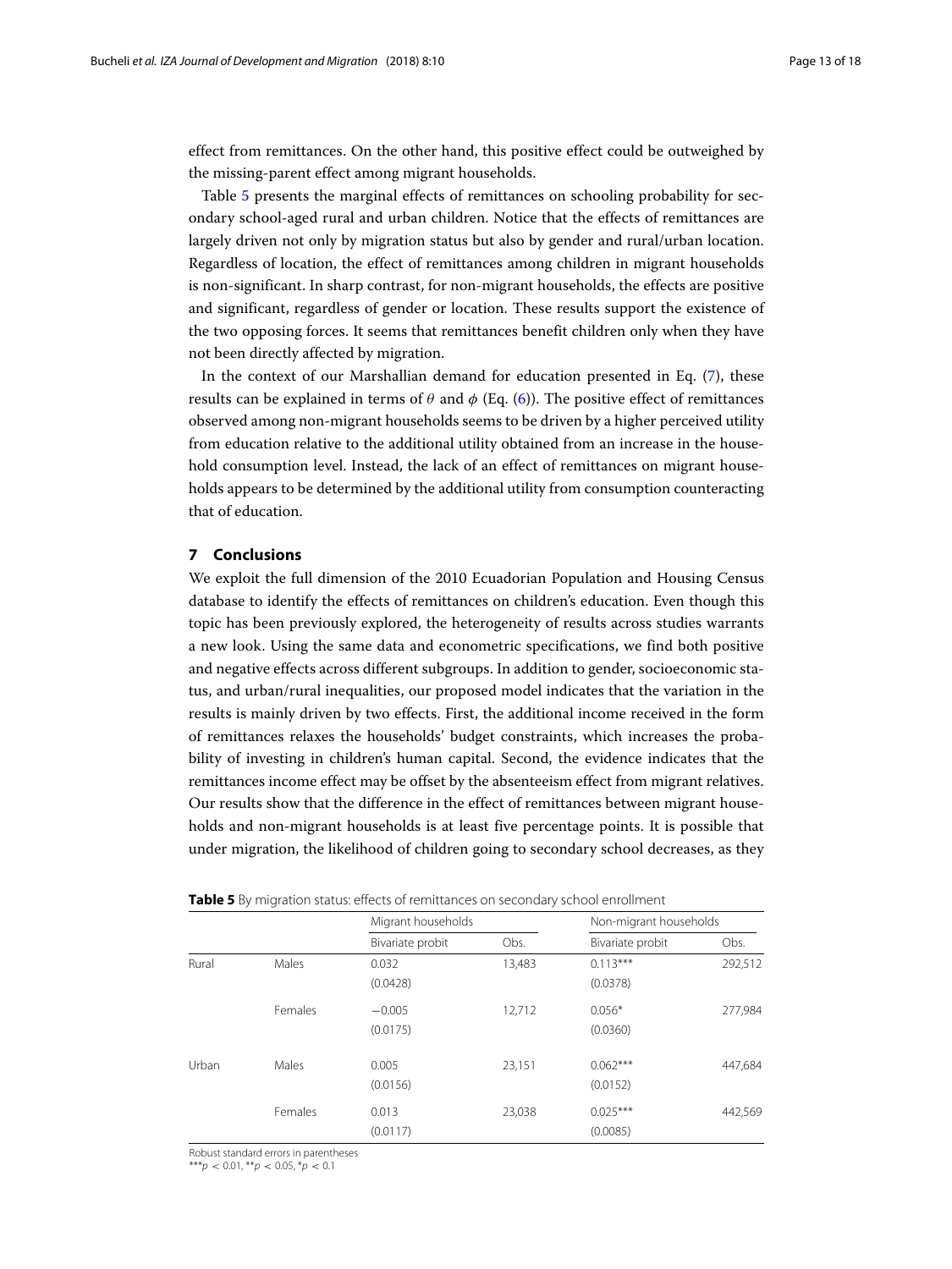effect from remittances. On the other hand, this positive effect could be outweighed by the missing-parent effect among migrant households.

Table 5 presents the marginal effects of remittances on schooling probability for secondary school-aged rural and urban children. Notice that the effects of remittances are largely driven not only by migration status but also by gender and rural/urban location. Regardless of location, the effect of remittances among children in migrant households is non-significant. In sharp contrast, for non-migrant households, the effects are positive and significant, regardless of gender or location. These results support the existence of the two opposing forces. It seems that remittances benefit children only when they have not been directly affected by migration.

In the context of our Marshallian demand for education presented in Eq. (7), these results can be explained in terms of $\theta$ and $\phi$ (Eq. (6)). The positive effect of remittances observed among non-migrant households seems to be driven by a higher perceived utility from education relative to the additional utility obtained from an increase in the household consumption level. Instead, the lack of an effect of remittances on migrant households appears to be determined by the additional utility from consumption counteracting that of education.

## 7 Conclusions

We exploit the full dimension of the 2010 Ecuadorian Population and Housing Census database to identify the effects of remittances on children's education. Even though this topic has been previously explored, the heterogeneity of results across studies warrants a new look. Using the same data and econometric specifications, we find both positive and negative effects across different subgroups. In addition to gender, socioeconomic status, and urban/rural inequalities, our proposed model indicates that the variation in the results is mainly driven by two effects. First, the additional income received in the form of remittances relaxes the households' budget constraints, which increases the probability of investing in children's human capital. Second, the evidence indicates that the remittances income effect may be offset by the absenteeism effect from migrant relatives. Our results show that the difference in the effect of remittances between migrant households and non-migrant households is at least five percentage points. It is possible that under migration, the likelihood of children going to secondary school decreases, as they

**Table 5** By migration status: effects of remittances on secondary school enrollment

| | | Migrant households | | Non-migrant households | |
|---|---|---|---|---|---|
| | | Bivariate probit | Obs. | Bivariate probit | Obs. |
| Rural | Males | 0.032 | 13,483 | 0.113*** | 292,512 |
| | | (0.0428) | | (0.0378) | |
| | Females | −0.005 | 12,712 | 0.056* | 277,984 |
| | | (0.0175) | | (0.0360) | |
| Urban | Males | 0.005 | 23,151 | 0.062*** | 447,684 |
| | | (0.0156) | | (0.0152) | |
| | Females | 0.013 | 23,038 | 0.025*** | 442,569 |
| | | (0.0117) | | (0.0085) | |

Robust standard errors in parentheses
***$p < 0.01$, **$p < 0.05$, *$p < 0.1$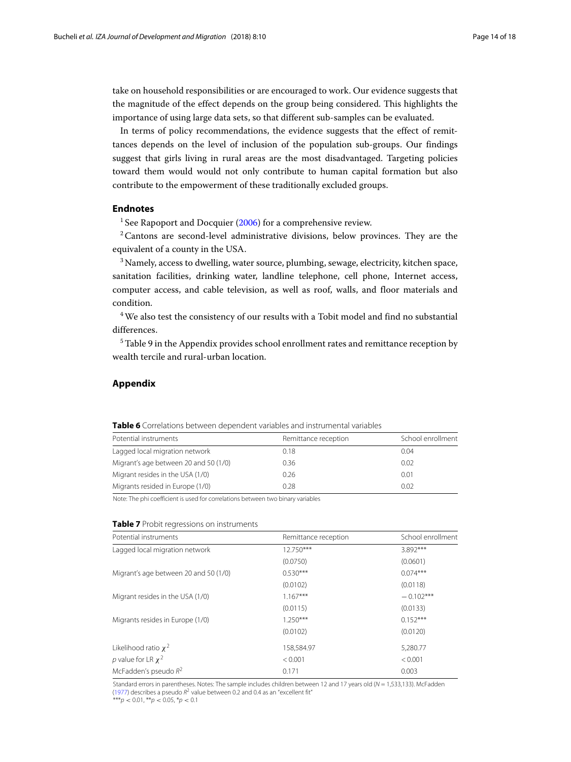take on household responsibilities or are encouraged to work. Our evidence suggests that the magnitude of the effect depends on the group being considered. This highlights the importance of using large data sets, so that different sub-samples can be evaluated.

In terms of policy recommendations, the evidence suggests that the effect of remittances depends on the level of inclusion of the population sub-groups. Our findings suggest that girls living in rural areas are the most disadvantaged. Targeting policies toward them would would not only contribute to human capital formation but also contribute to the empowerment of these traditionally excluded groups.

## Endnotes

[1] See Rapoport and Docquier (2006) for a comprehensive review.

[2] Cantons are second-level administrative divisions, below provinces. They are the equivalent of a county in the USA.

[3] Namely, access to dwelling, water source, plumbing, sewage, electricity, kitchen space, sanitation facilities, drinking water, landline telephone, cell phone, Internet access, computer access, and cable television, as well as roof, walls, and floor materials and condition.

[4] We also test the consistency of our results with a Tobit model and find no substantial differences.

[5] Table 9 in the Appendix provides school enrollment rates and remittance reception by wealth tercile and rural-urban location.

## Appendix

**Table 6** Correlations between dependent variables and instrumental variables

| Potential instruments | Remittance reception | School enrollment |
|---|---|---|
| Lagged local migration network | 0.18 | 0.04 |
| Migrant's age between 20 and 50 (1/0) | 0.36 | 0.02 |
| Migrant resides in the USA (1/0) | 0.26 | 0.01 |
| Migrants resided in Europe (1/0) | 0.28 | 0.02 |

Note: The phi coefficient is used for correlations between two binary variables

**Table 7** Probit regressions on instruments

| Potential instruments | Remittance reception | School enrollment |
|---|---|---|
| Lagged local migration network | 12.750*** | 3.892*** |
| | (0.0750) | (0.0601) |
| Migrant's age between 20 and 50 (1/0) | 0.530*** | 0.074*** |
| | (0.0102) | (0.0118) |
| Migrant resides in the USA (1/0) | 1.167*** | −0.102*** |
| | (0.0115) | (0.0133) |
| Migrants resides in Europe (1/0) | 1.250*** | 0.152*** |
| | (0.0102) | (0.0120) |
| Likelihood ratio $\chi^2$ | 158,584.97 | 5,280.77 |
| $p$ value for LR $\chi^2$ | $< 0.001$ | $< 0.001$ |
| McFadden's pseudo $R^2$ | 0.171 | 0.003 |

Standard errors in parentheses. Notes: The sample includes children between 12 and 17 years old ($N = 1{,}533{,}133$). McFadden (1977) describes a pseudo $R^2$ value between 0.2 and 0.4 as an "excellent fit"

***$p < 0.01$, **$p < 0.05$, *$p < 0.1$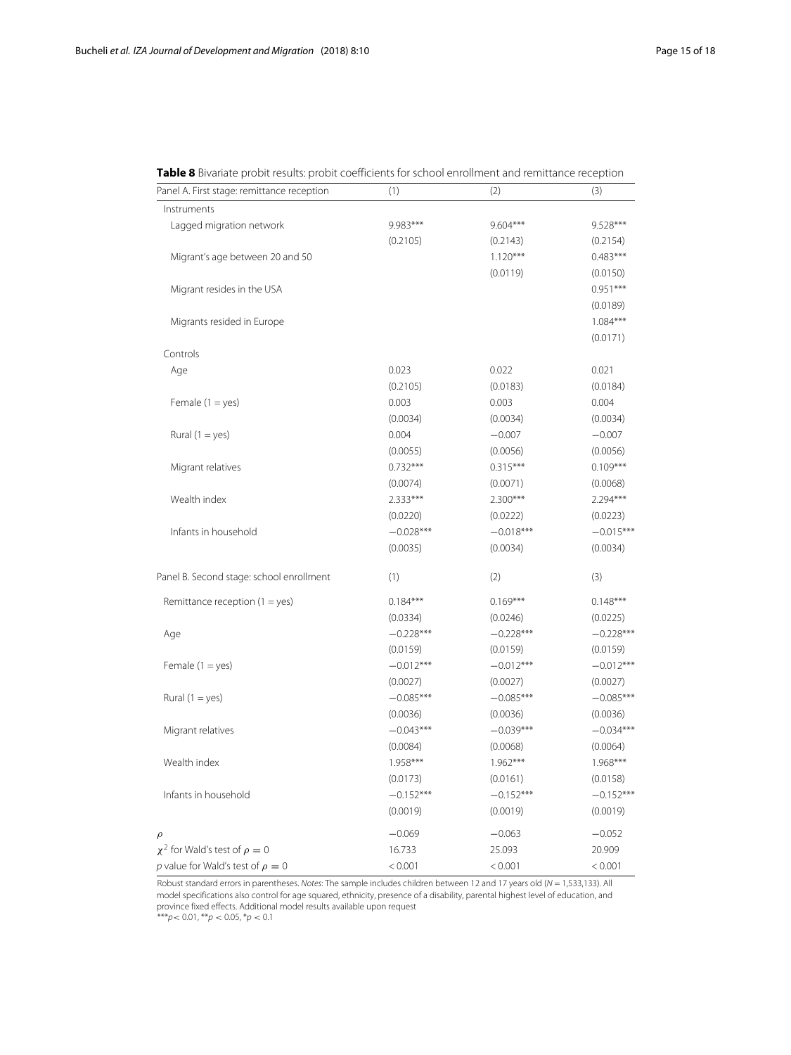**Table 8** Bivariate probit results: probit coefficients for school enrollment and remittance reception

| Panel A. First stage: remittance reception | (1) | (2) | (3) |
|---|---|---|---|
| Instruments | | | |
| Lagged migration network | 9.983*** | 9.604*** | 9.528*** |
| | (0.2105) | (0.2143) | (0.2154) |
| Migrant's age between 20 and 50 | | 1.120*** | 0.483*** |
| | | (0.0119) | (0.0150) |
| Migrant resides in the USA | | | 0.951*** |
| | | | (0.0189) |
| Migrants resided in Europe | | | 1.084*** |
| | | | (0.0171) |
| Controls | | | |
| Age | 0.023 | 0.022 | 0.021 |
| | (0.2105) | (0.0183) | (0.0184) |
| Female (1 = yes) | 0.003 | 0.003 | 0.004 |
| | (0.0034) | (0.0034) | (0.0034) |
| Rural (1 = yes) | 0.004 | −0.007 | −0.007 |
| | (0.0055) | (0.0056) | (0.0056) |
| Migrant relatives | 0.732*** | 0.315*** | 0.109*** |
| | (0.0074) | (0.0071) | (0.0068) |
| Wealth index | 2.333*** | 2.300*** | 2.294*** |
| | (0.0220) | (0.0222) | (0.0223) |
| Infants in household | −0.028*** | −0.018*** | −0.015*** |
| | (0.0035) | (0.0034) | (0.0034) |
| **Panel B. Second stage: school enrollment** | **(1)** | **(2)** | **(3)** |
| Remittance reception (1 = yes) | 0.184*** | 0.169*** | 0.148*** |
| | (0.0334) | (0.0246) | (0.0225) |
| Age | −0.228*** | −0.228*** | −0.228*** |
| | (0.0159) | (0.0159) | (0.0159) |
| Female (1 = yes) | −0.012*** | −0.012*** | −0.012*** |
| | (0.0027) | (0.0027) | (0.0027) |
| Rural (1 = yes) | −0.085*** | −0.085*** | −0.085*** |
| | (0.0036) | (0.0036) | (0.0036) |
| Migrant relatives | −0.043*** | −0.039*** | −0.034*** |
| | (0.0084) | (0.0068) | (0.0064) |
| Wealth index | 1.958*** | 1.962*** | 1.968*** |
| | (0.0173) | (0.0161) | (0.0158) |
| Infants in household | −0.152*** | −0.152*** | −0.152*** |
| | (0.0019) | (0.0019) | (0.0019) |
| $\rho$ | −0.069 | −0.063 | −0.052 |
| $\chi^2$ for Wald's test of $\rho = 0$ | 16.733 | 25.093 | 20.909 |
| $p$ value for Wald's test of $\rho = 0$ | < 0.001 | < 0.001 | < 0.001 |

Robust standard errors in parentheses. *Notes*: The sample includes children between 12 and 17 years old ($N$ = 1,533,133). All model specifications also control for age squared, ethnicity, presence of a disability, parental highest level of education, and province fixed effects. Additional model results available upon request

***$p < 0.01$, **$p < 0.05$, *$p < 0.1$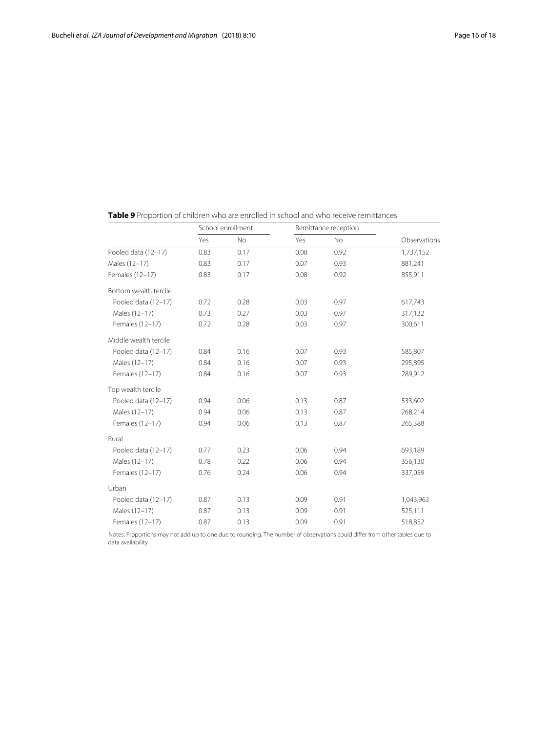**Table 9** Proportion of children who are enrolled in school and who receive remittances

| | School enrollment | | Remittance reception | | |
|---|---|---|---|---|---|
| | Yes | No | Yes | No | Observations |
| Pooled data (12–17) | 0.83 | 0.17 | 0.08 | 0.92 | 1,737,152 |
| Males (12–17) | 0.83 | 0.17 | 0.07 | 0.93 | 881,241 |
| Females (12–17) | 0.83 | 0.17 | 0.08 | 0.92 | 855,911 |
| Bottom wealth tercile | | | | | |
| Pooled data (12–17) | 0.72 | 0.28 | 0.03 | 0.97 | 617,743 |
| Males (12–17) | 0.73 | 0.27 | 0.03 | 0.97 | 317,132 |
| Females (12–17) | 0.72 | 0.28 | 0.03 | 0.97 | 300,611 |
| Middle wealth tercile | | | | | |
| Pooled data (12–17) | 0.84 | 0.16 | 0.07 | 0.93 | 585,807 |
| Males (12–17) | 0.84 | 0.16 | 0.07 | 0.93 | 295,895 |
| Females (12–17) | 0.84 | 0.16 | 0.07 | 0.93 | 289,912 |
| Top wealth tercile | | | | | |
| Pooled data (12–17) | 0.94 | 0.06 | 0.13 | 0.87 | 533,602 |
| Males (12–17) | 0.94 | 0.06 | 0.13 | 0.87 | 268,214 |
| Females (12–17) | 0.94 | 0.06 | 0.13 | 0.87 | 265,388 |
| Rural | | | | | |
| Pooled data (12–17) | 0.77 | 0.23 | 0.06 | 0.94 | 693,189 |
| Males (12–17) | 0.78 | 0.22 | 0.06 | 0.94 | 356,130 |
| Females (12–17) | 0.76 | 0.24 | 0.06 | 0.94 | 337,059 |
| Urban | | | | | |
| Pooled data (12–17) | 0.87 | 0.13 | 0.09 | 0.91 | 1,043,963 |
| Males (12–17) | 0.87 | 0.13 | 0.09 | 0.91 | 525,111 |
| Females (12–17) | 0.87 | 0.13 | 0.09 | 0.91 | 518,852 |

Notes: Proportions may not add up to one due to rounding. The number of observations could differ from other tables due to data availability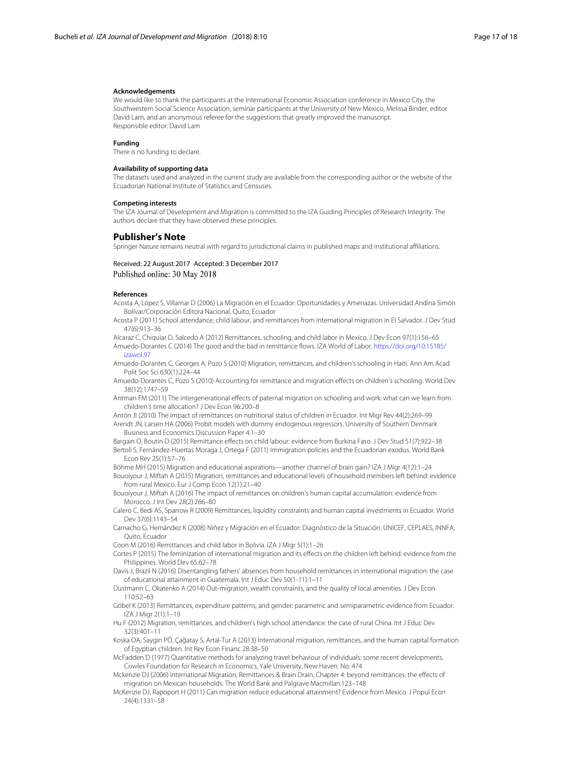#### Acknowledgements

We would like to thank the participants at the International Economic Association conference in Mexico City, the Southwestern Social Science Association, seminar participants at the University of New Mexico, Melissa Binder, editor David Lam, and an anonymous referee for the suggestions that greatly improved the manuscript.
Responsible editor: David Lam

#### Funding

There is no funding to declare.

#### Availability of supporting data

The datasets used and analyzed in the current study are available from the corresponding author or the website of the Ecuadorian National Institute of Statistics and Censuses.

#### Competing interests

The IZA Journal of Development and Migration is committed to the IZA Guiding Principles of Research Integrity. The authors declare that they have observed these principles.

## Publisher's Note

Springer Nature remains neutral with regard to jurisdictional claims in published maps and institutional affiliations.

Received: 22 August 2017 Accepted: 3 December 2017
Published online: 30 May 2018

#### References

Acosta A, López S, Villamar D (2006) La Migración en el Ecuador: Oportunidades y Amenazas. Universidad Andina Simón Bolívar/Corporación Editora Nacional, Quito, Ecuador

Acosta P (2011) School attendance, child labour, and remittances from international migration in El Salvador. J Dev Stud 47(6):913–36

Alcaraz C, Chiquiar D, Salcedo A (2012) Remittances, schooling, and child labor in Mexico. J Dev Econ 97(1):156–65

Amuedo-Dorantes C (2014) The good and the bad in remittance flows. IZA World of Labor. https://doi.org/10.15185/izawol.97

Amuedo-Dorantes C, Georges A, Pozo S (2010) Migration, remittances, and children's schooling in Haiti. Ann Am Acad Polit Soc Sci 630(1):224–44

Amuedo-Dorantes C, Pozo S (2010) Accounting for remittance and migration effects on children's schooling. World Dev 38(12):1747–59

Antman FM (2011) The intergenerational effects of paternal migration on schooling and work: what can we learn from children's time allocation? J Dev Econ 96:200–8

Antón JI (2010) The impact of remittances on nutritional status of children in Ecuador. Int Migr Rev 44(2):269–99

Arendt JN, Larsen HA (2006) Probit models with dummy endogenous regressors. University of Southern Denmark Business and Economics Discussion Paper 4:1–30

Bargain O, Boutin D (2015) Remittance effects on child labour: evidence from Burkina Faso. J Dev Stud 51(7):922–38

Bertoli S, Fernández-Huertas Moraga J, Ortega F (2011) Immigration policies and the Ecuadorian exodus. World Bank Econ Rev 25(1):57–76

Böhme MH (2015) Migration and educational aspirations—another channel of brain gain? IZA J Migr 4(12):1–24

Bouoiyour J, Miftah A (2015) Migration, remittances and educational levels of household members left behind: evidence from rural Mexico. Eur J Comp Econ 12(1):21–40

Bouoiyour J, Miftah A (2016) The impact of remittances on children's human capital accumulation: evidence from Morocco. J Int Dev 28(2):266–80

Calero C, Bedi AS, Sparrow R (2009) Remittances, liquidity constraints and human capital investments in Ecuador. World Dev 37(6):1143–54

Camacho G, Hernández K (2008) Niñez y Migración en el Ecuador: Diagnóstico de la Situación. UNICEF, CEPLAES, INNFA, Quito, Ecuador

Coon M (2016) Remittances and child labor in Bolivia. IZA J Migr 5(1):1–26

Cortes P (2015) The feminization of international migration and its effects on the children left behind: evidence from the Philippines. World Dev 65:62–78

Davis J, Brazil N (2016) Disentangling fathers' absences from household remittances in international migration: the case of educational attainment in Guatemala. Int J Educ Dev 50(1-11):1–11

Dustmann C, Okatenko A (2014) Out-migration, wealth constraints, and the quality of local amenities. J Dev Econ 110:52–63

Göbel K (2013) Remittances, expenditure patterns, and gender: parametric and semiparametric evidence from Ecuador. IZA J Migr 2(1):1–19

Hu F (2012) Migration, remittances, and children's high school attendance: the case of rural China. Int J Educ Dev 32(3):401–11

Koska OA, Saygin PÖ, Çağatay S, Artal-Tur A (2013) International migration, remittances, and the human capital formation of Egyptian children. Int Rev Econ Financ 28:38–50

McFadden D (1977) Quantitative methods for analyzing travel behaviour of individuals: some recent developments. Cowles Foundation for Research in Economics, Yale University, New Haven. No. 474

Mckenzie DJ (2006) International Migration, Remittances & Brain Drain, Chapter 4: beyond remittances: the effects of migration on Mexican households. The World Bank and Palgrave Macmillan:123–148

McKenzie DJ, Rapoport H (2011) Can migration reduce educational attainment? Evidence from Mexico. J Popul Econ 24(4):1331–58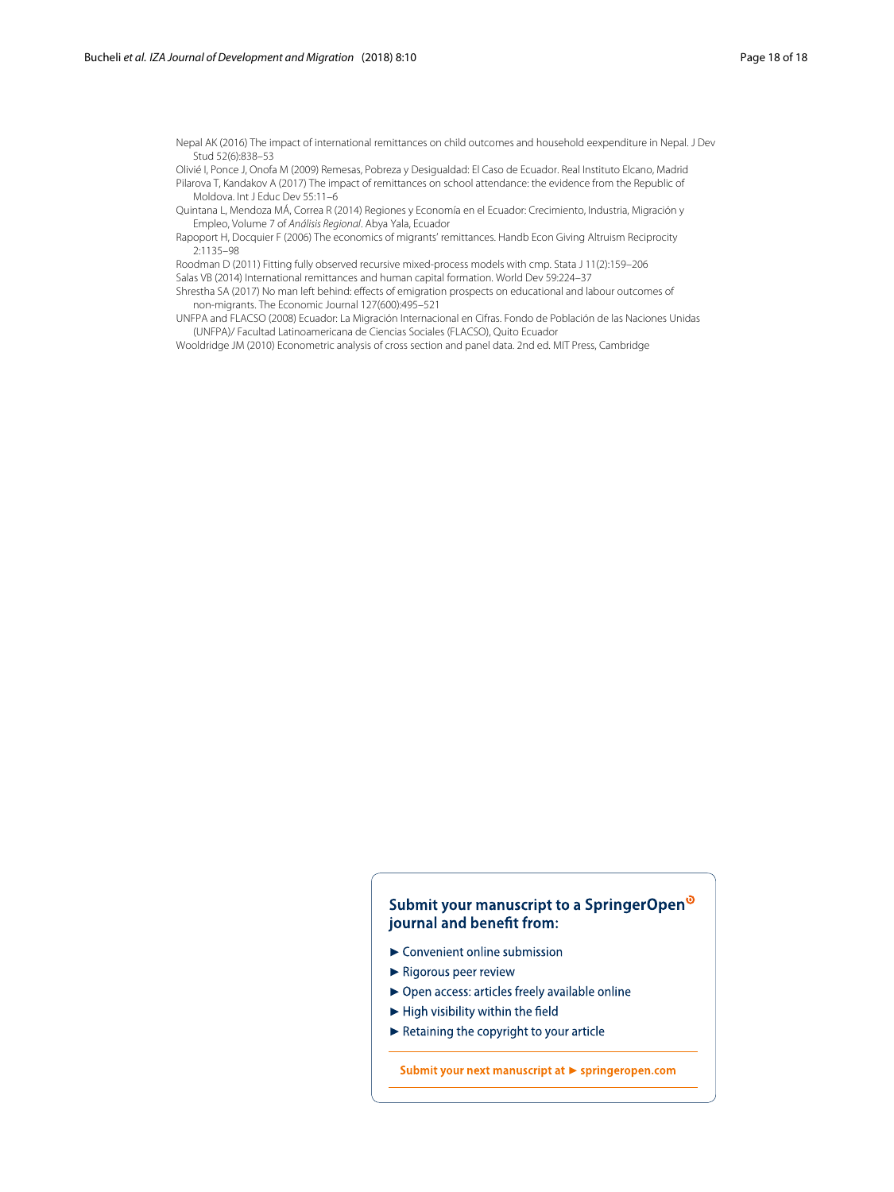Nepal AK (2016) The impact of international remittances on child outcomes and household eexpenditure in Nepal. J Dev Stud 52(6):838–53

Olivié I, Ponce J, Onofa M (2009) Remesas, Pobreza y Desigualdad: El Caso de Ecuador. Real Instituto Elcano, Madrid

Pilarova T, Kandakov A (2017) The impact of remittances on school attendance: the evidence from the Republic of Moldova. Int J Educ Dev 55:11–6

Quintana L, Mendoza MÁ, Correa R (2014) Regiones y Economía en el Ecuador: Crecimiento, Industria, Migración y Empleo, Volume 7 of *Análisis Regional*. Abya Yala, Ecuador

Rapoport H, Docquier F (2006) The economics of migrants' remittances. Handb Econ Giving Altruism Reciprocity 2:1135–98

Roodman D (2011) Fitting fully observed recursive mixed-process models with cmp. Stata J 11(2):159–206

Salas VB (2014) International remittances and human capital formation. World Dev 59:224–37

Shrestha SA (2017) No man left behind: effects of emigration prospects on educational and labour outcomes of non-migrants. The Economic Journal 127(600):495–521

UNFPA and FLACSO (2008) Ecuador: La Migración Internacional en Cifras. Fondo de Población de las Naciones Unidas (UNFPA)/ Facultad Latinoamericana de Ciencias Sociales (FLACSO), Quito Ecuador

Wooldridge JM (2010) Econometric analysis of cross section and panel data. 2nd ed. MIT Press, Cambridge

**Submit your manuscript to a SpringerOpen journal and benefit from:**

- ► Convenient online submission
- ► Rigorous peer review
- ► Open access: articles freely available online
- ► High visibility within the field
- ► Retaining the copyright to your article

**Submit your next manuscript at ► springeropen.com**